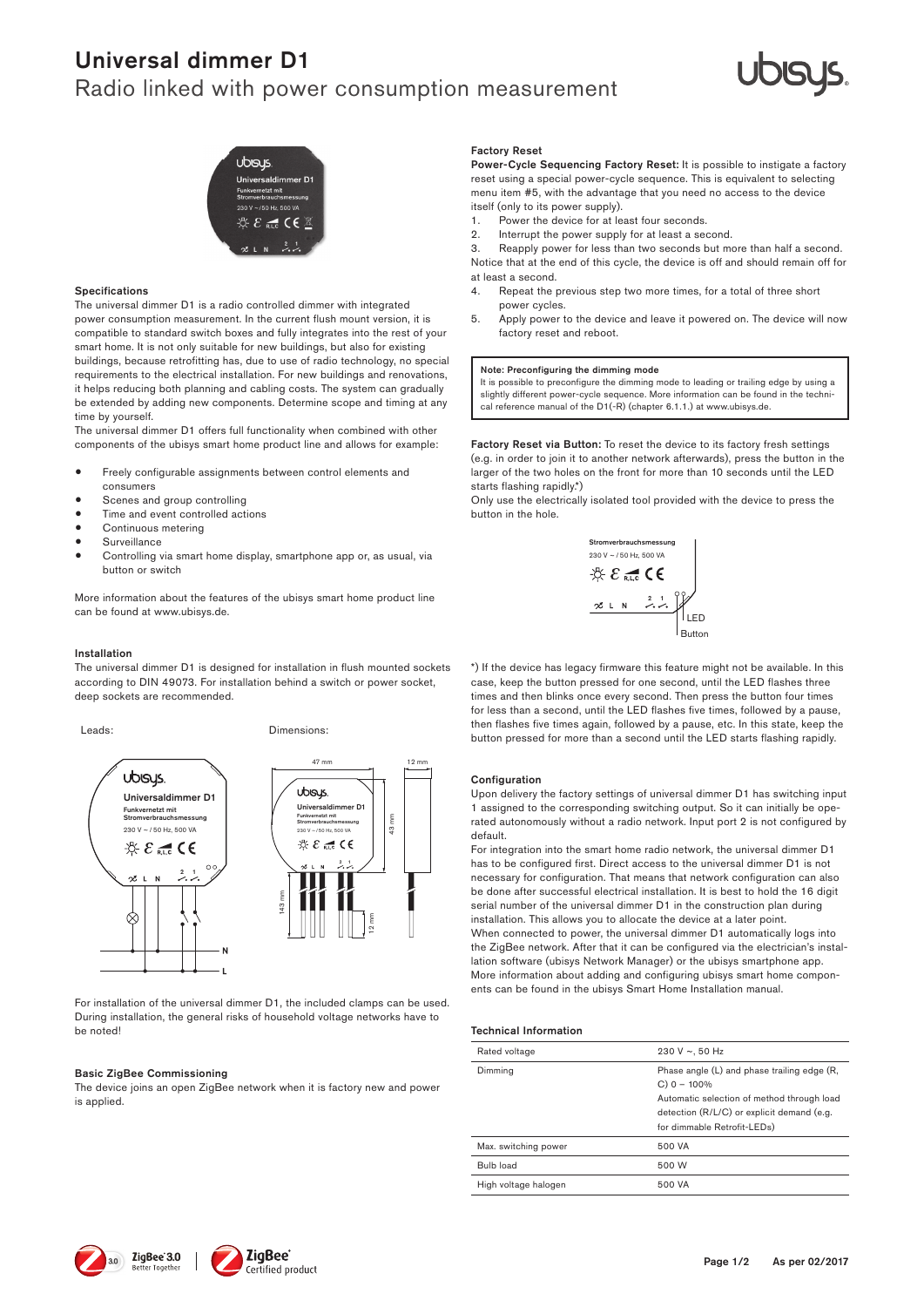# Universal dimmer D1

Radio linked with power consumption measurement

## Specifications

The universal dimmer D1 is a radio controlled dimmer with integrated power consumption measurement. In the current flush mount version, it is compatible to standard switch boxes and fully integrates into the rest of your smart home. It is not only suitable for new buildings, but also for existing buildings, because retrofitting has, due to use of radio technology, no special requirements to the electrical installation. For new buildings and renovations, it helps reducing both planning and cabling costs. The system can gradually be extended by adding new components. Determine scope and timing at any time by yourself.

The universal dimmer D1 offers full functionality when combined with other components of the ubisys smart home product line and allows for example:

- Freely configurable assignments between control elements and consumers
- Scenes and group controlling
- Time and event controlled actions
- Continuous metering
- Surveillance
- Controlling via smart home display, smartphone app or, as usual, via button or switch

More information about the features of the ubisys smart home product line can be found at www.ubisys.de.

## Installation

The universal dimmer D1 is designed for installation in flush mounted sockets according to DIN 49073. For installation behind a switch or power socket, deep sockets are recommended.

Leads:

Dimensions:

For installation of the universal dimmer D1, the included clamps can be used. During installation, the general risks of household voltage networks have to be noted!

## Basic ZigBee Commissioning

The device joins an open ZigBee network when it is factory new and power is applied.

## Factory Reset

**Power-Cycle Sequencing Factory Reset:** It is possible to instigate a factory reset using a special power-cycle sequence. This is equivalent to selecting menu item #5, with the advantage that you need no access to the device itself (only to its power supply).

1. Power the device for at least four seconds.
2. Interrupt the power supply for at least a second.
3. Reapply power for less than two seconds but more than half a second.

Notice that at the end of this cycle, the device is off and should remain off for at least a second.

4. Repeat the previous step two more times, for a total of three short power cycles.
5. Apply power to the device and leave it powered on. The device will now factory reset and reboot.

> **Note: Preconfiguring the dimming mode**
> It is possible to preconfigure the dimming mode to leading or trailing edge by using a slightly different power-cycle sequence. More information can be found in the technical reference manual of the D1(-R) (chapter 6.1.1.) at www.ubisys.de.

**Factory Reset via Button:** To reset the device to its factory fresh settings (e.g. in order to join it to another network afterwards), press the button in the larger of the two holes on the front for more than 10 seconds until the LED starts flashing rapidly.*)

Only use the electrically isolated tool provided with the device to press the button in the hole.

*) If the device has legacy firmware this feature might not be available. In this case, keep the button pressed for one second, until the LED flashes three times and then blinks once every second. Then press the button four times for less than a second, until the LED flashes five times, followed by a pause, then flashes five times again, followed by a pause, etc. In this state, keep the button pressed for more than a second until the LED starts flashing rapidly.

## Configuration

Upon delivery the factory settings of universal dimmer D1 has switching input 1 assigned to the corresponding switching output. So it can initially be operated autonomously without a radio network. Input port 2 is not configured by default.

For integration into the smart home radio network, the universal dimmer D1 has to be configured first. Direct access to the universal dimmer D1 is not necessary for configuration. That means that network configuration can also be done after successful electrical installation. It is best to hold the 16 digit serial number of the universal dimmer D1 in the construction plan during installation. This allows you to allocate the device at a later point.

When connected to power, the universal dimmer D1 automatically logs into the ZigBee network. After that it can be configured via the electrician's installation software (ubisys Network Manager) or the ubisys smartphone app. More information about adding and configuring ubisys smart home components can be found in the ubisys Smart Home Installation manual.

## Technical Information

| | |
|---|---|
| Rated voltage | 230 V ~, 50 Hz |
| Dimming | Phase angle (L) and phase trailing edge (R, C) 0 – 100% Automatic selection of method through load detection (R/L/C) or explicit demand (e.g. for dimmable Retrofit-LEDs) |
| Max. switching power | 500 VA |
| Bulb load | 500 W |
| High voltage halogen | 500 VA |

As per 02/2017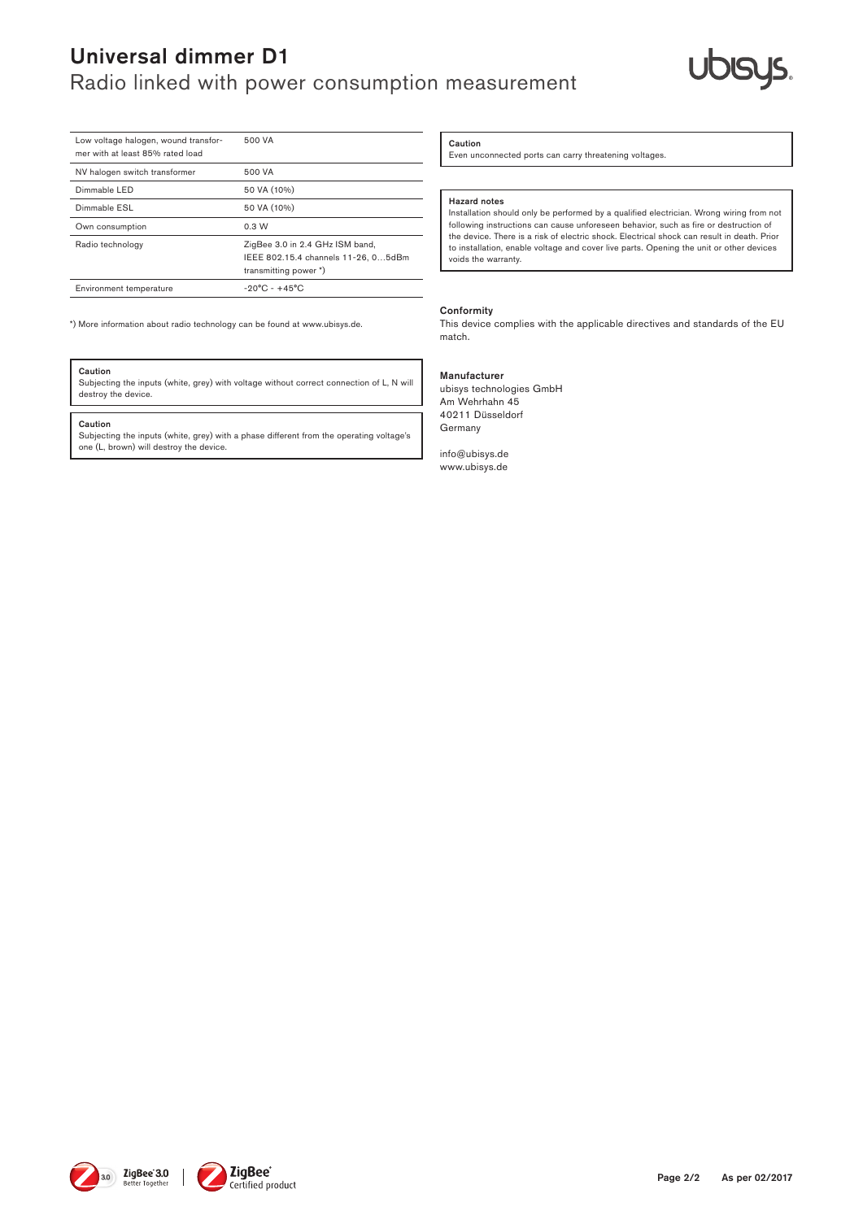# Universal dimmer D1

## Radio linked with power consumption measurement

| | |
|---|---|
| Low voltage halogen, wound transformer with at least 85% rated load | 500 VA |
| NV halogen switch transformer | 500 VA |
| Dimmable LED | 50 VA (10%) |
| Dimmable ESL | 50 VA (10%) |
| Own consumption | 0.3 W |
| Radio technology | ZigBee 3.0 in 2.4 GHz ISM band, IEEE 802.15.4 channels 11-26, 0…5dBm transmitting power *) |
| Environment temperature | -20°C - +45°C |

*) More information about radio technology can be found at www.ubisys.de.

**Caution**
Subjecting the inputs (white, grey) with voltage without correct connection of L, N will destroy the device.

**Caution**
Subjecting the inputs (white, grey) with a phase different from the operating voltage's one (L, brown) will destroy the device.

**Caution**
Even unconnected ports can carry threatening voltages.

**Hazard notes**
Installation should only be performed by a qualified electrician. Wrong wiring from not following instructions can cause unforeseen behavior, such as fire or destruction of the device. There is a risk of electric shock. Electrical shock can result in death. Prior to installation, enable voltage and cover live parts. Opening the unit or other devices voids the warranty.

**Conformity**
This device complies with the applicable directives and standards of the EU match.

**Manufacturer**
ubisys technologies GmbH
Am Wehrhahn 45
40211 Düsseldorf
Germany

info@ubisys.de
www.ubisys.de

ZigBee 3.0 Better Together | ZigBee Certified product

As per 02/2017